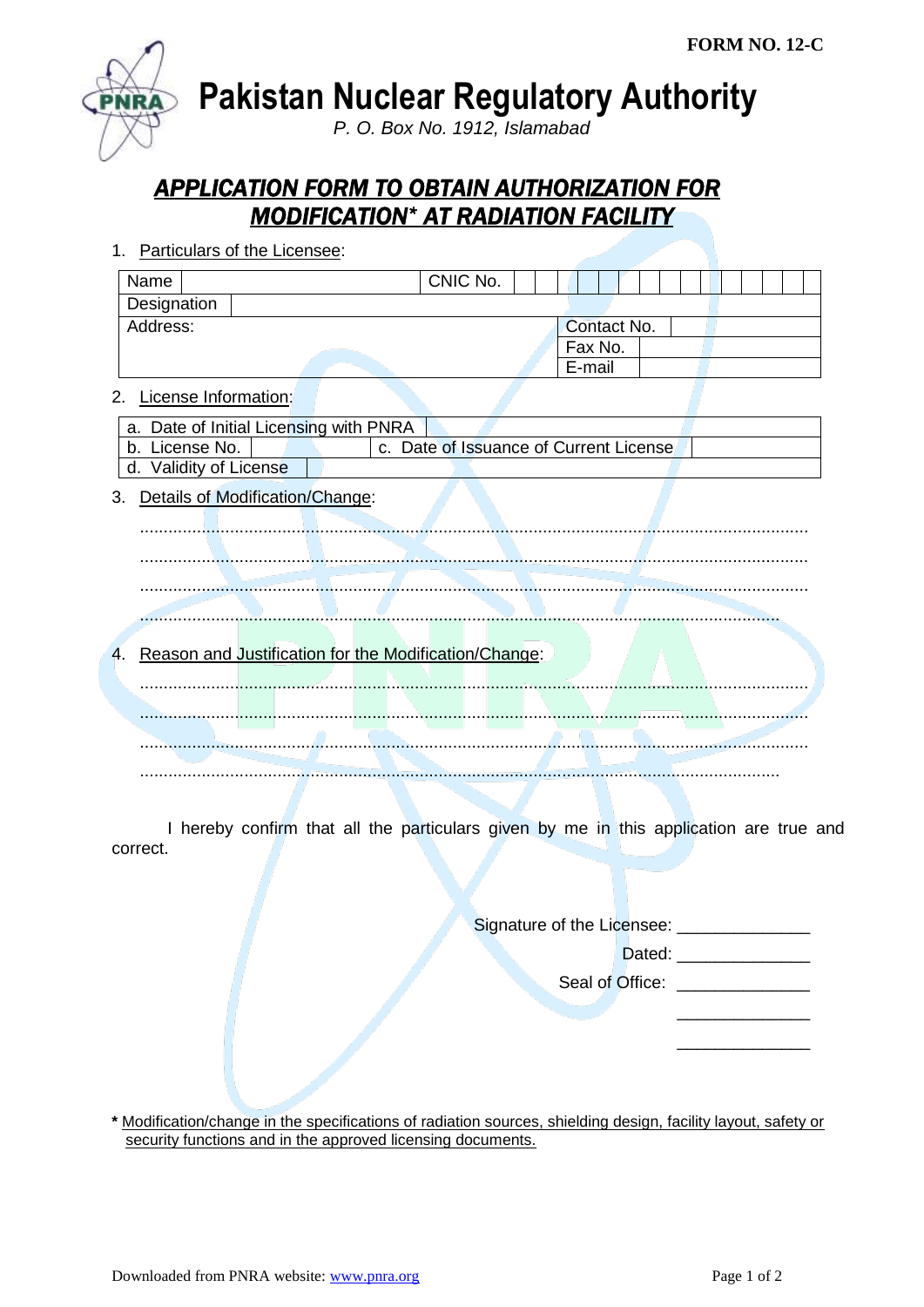FORM NO. 12-C

# Pakistan Nuclear Regulatory Authority

*P. O. Box No. 1912, Islamabad*

## APPLICATION FORM TO OBTAIN AUTHORIZATION FOR MODIFICATION* AT RADIATION FACILITY

1. Particulars of the Licensee:

| Name | | CNIC No. | |
|---|---|---|---|
| Designation | | | |
| Address: | | Contact No. | |
| | | Fax No. | |
| | | E-mail | |

2. License Information:

| a. Date of Initial Licensing with PNRA | | | |
|---|---|---|---|
| b. License No. | | c. Date of Issuance of Current License | |
| d. Validity of License | | | |

3. Details of Modification/Change:

..........................................................................................................................................

..........................................................................................................................................

..........................................................................................................................................

..........................................................................................................................................

4. Reason and Justification for the Modification/Change:

..........................................................................................................................................

..........................................................................................................................................

..........................................................................................................................................

..........................................................................................................................................

I hereby confirm that all the particulars given by me in this application are true and correct.

Signature of the Licensee: ______________

Dated: ______________

Seal of Office: ______________

______________

______________

**\*** Modification/change in the specifications of radiation sources, shielding design, facility layout, safety or security functions and in the approved licensing documents.

Downloaded from PNRA website: www.pnra.org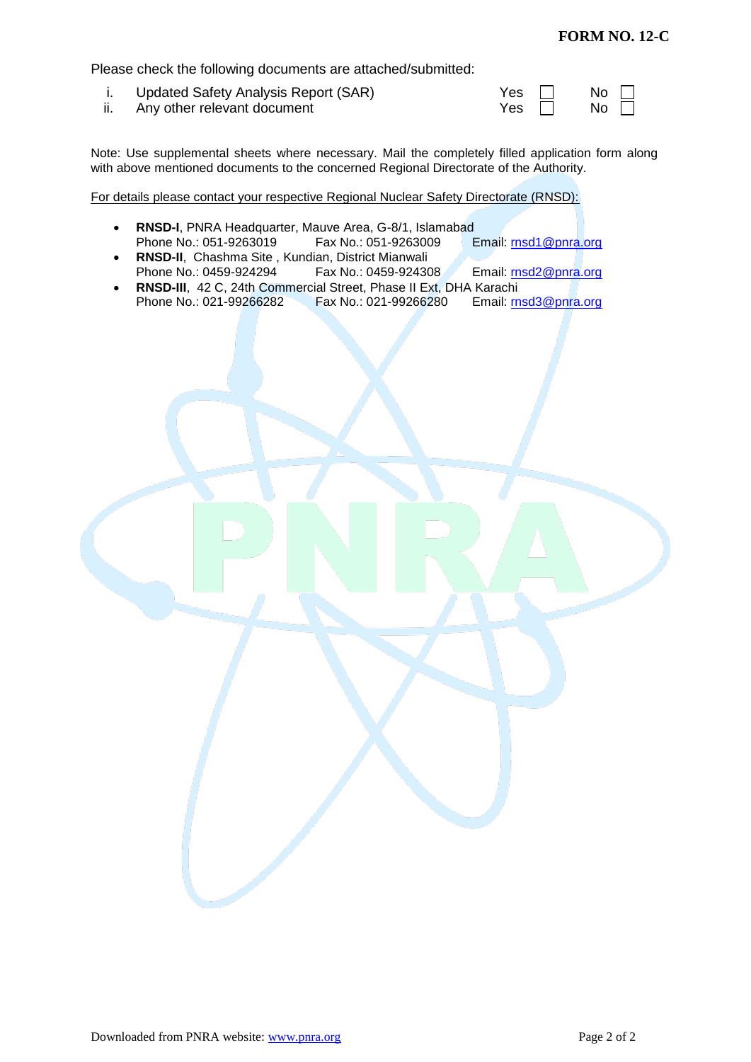**FORM NO. 12-C**

Please check the following documents are attached/submitted:

| | | | |
|---|---|---|---|
| i. | Updated Safety Analysis Report (SAR) | Yes ☐ | No ☐ |
| ii. | Any other relevant document | Yes ☐ | No ☐ |

Note: Use supplemental sheets where necessary. Mail the completely filled application form along with above mentioned documents to the concerned Regional Directorate of the Authority.

For details please contact your respective Regional Nuclear Safety Directorate (RNSD):

- **RNSD-I**, PNRA Headquarter, Mauve Area, G-8/1, Islamabad
  Phone No.: 051-9263019 Fax No.: 051-9263009 Email: rnsd1@pnra.org
- **RNSD-II**, Chashma Site , Kundian, District Mianwali
  Phone No.: 0459-924294 Fax No.: 0459-924308 Email: rnsd2@pnra.org
- **RNSD-III**, 42 C, 24th Commercial Street, Phase II Ext, DHA Karachi
  Phone No.: 021-99266282 Fax No.: 021-99266280 Email: rnsd3@pnra.org